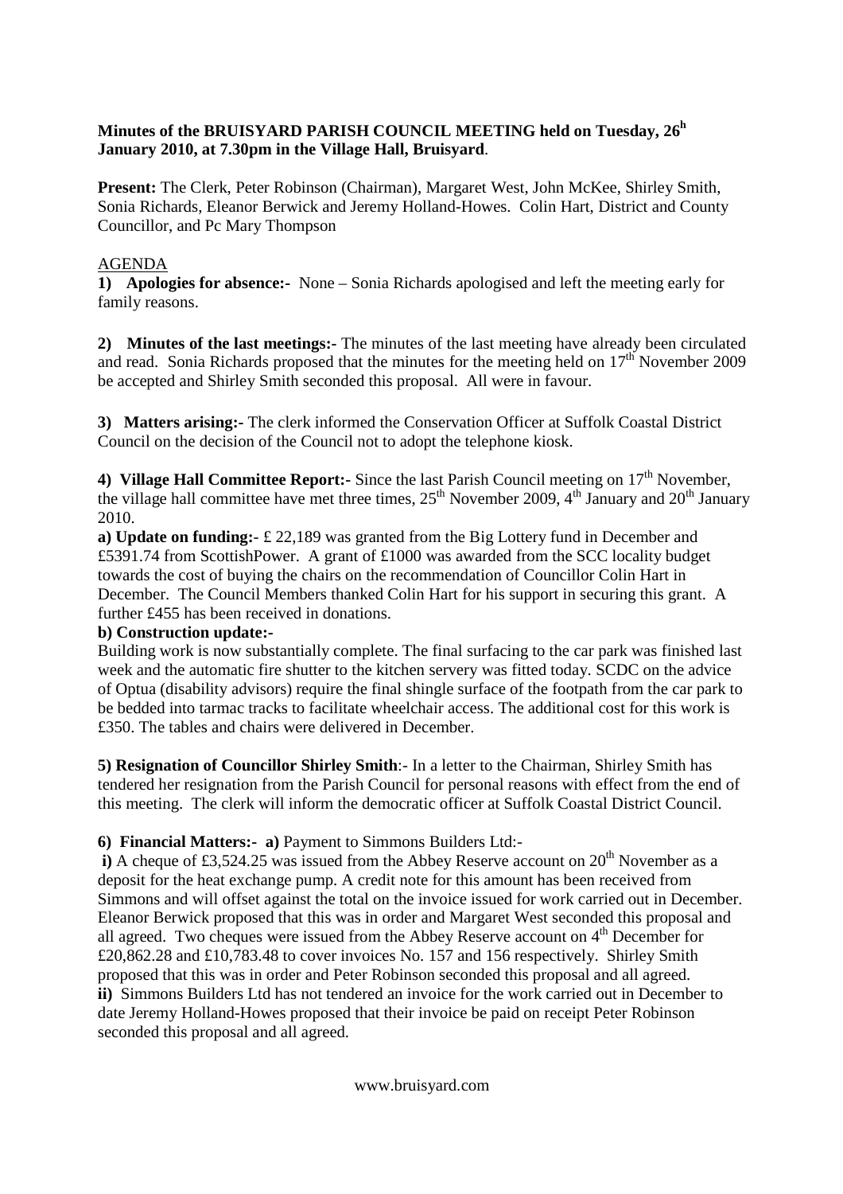**Minutes of the BRUISYARD PARISH COUNCIL MEETING held on Tuesday, 26[h] January 2010, at 7.30pm in the Village Hall, Bruisyard**.

**Present:** The Clerk, Peter Robinson (Chairman), Margaret West, John McKee, Shirley Smith, Sonia Richards, Eleanor Berwick and Jeremy Holland-Howes. Colin Hart, District and County Councillor, and Pc Mary Thompson

AGENDA

**1) Apologies for absence:-** None – Sonia Richards apologised and left the meeting early for family reasons.

**2) Minutes of the last meetings:-** The minutes of the last meeting have already been circulated and read. Sonia Richards proposed that the minutes for the meeting held on 17th November 2009 be accepted and Shirley Smith seconded this proposal. All were in favour.

**3) Matters arising:-** The clerk informed the Conservation Officer at Suffolk Coastal District Council on the decision of the Council not to adopt the telephone kiosk.

**4) Village Hall Committee Report:-** Since the last Parish Council meeting on 17th November, the village hall committee have met three times, 25th November 2009, 4th January and 20th January 2010.

**a) Update on funding:-** £ 22,189 was granted from the Big Lottery fund in December and £5391.74 from ScottishPower. A grant of £1000 was awarded from the SCC locality budget towards the cost of buying the chairs on the recommendation of Councillor Colin Hart in December. The Council Members thanked Colin Hart for his support in securing this grant. A further £455 has been received in donations.

**b) Construction update:-**

Building work is now substantially complete. The final surfacing to the car park was finished last week and the automatic fire shutter to the kitchen servery was fitted today. SCDC on the advice of Optua (disability advisors) require the final shingle surface of the footpath from the car park to be bedded into tarmac tracks to facilitate wheelchair access. The additional cost for this work is £350. The tables and chairs were delivered in December.

**5) Resignation of Councillor Shirley Smith**:- In a letter to the Chairman, Shirley Smith has tendered her resignation from the Parish Council for personal reasons with effect from the end of this meeting. The clerk will inform the democratic officer at Suffolk Coastal District Council.

**6) Financial Matters:- a)** Payment to Simmons Builders Ltd:-

**i)** A cheque of £3,524.25 was issued from the Abbey Reserve account on 20th November as a deposit for the heat exchange pump. A credit note for this amount has been received from Simmons and will offset against the total on the invoice issued for work carried out in December. Eleanor Berwick proposed that this was in order and Margaret West seconded this proposal and all agreed. Two cheques were issued from the Abbey Reserve account on 4th December for £20,862.28 and £10,783.48 to cover invoices No. 157 and 156 respectively. Shirley Smith proposed that this was in order and Peter Robinson seconded this proposal and all agreed.

**ii)** Simmons Builders Ltd has not tendered an invoice for the work carried out in December to date Jeremy Holland-Howes proposed that their invoice be paid on receipt Peter Robinson seconded this proposal and all agreed.

www.bruisyard.com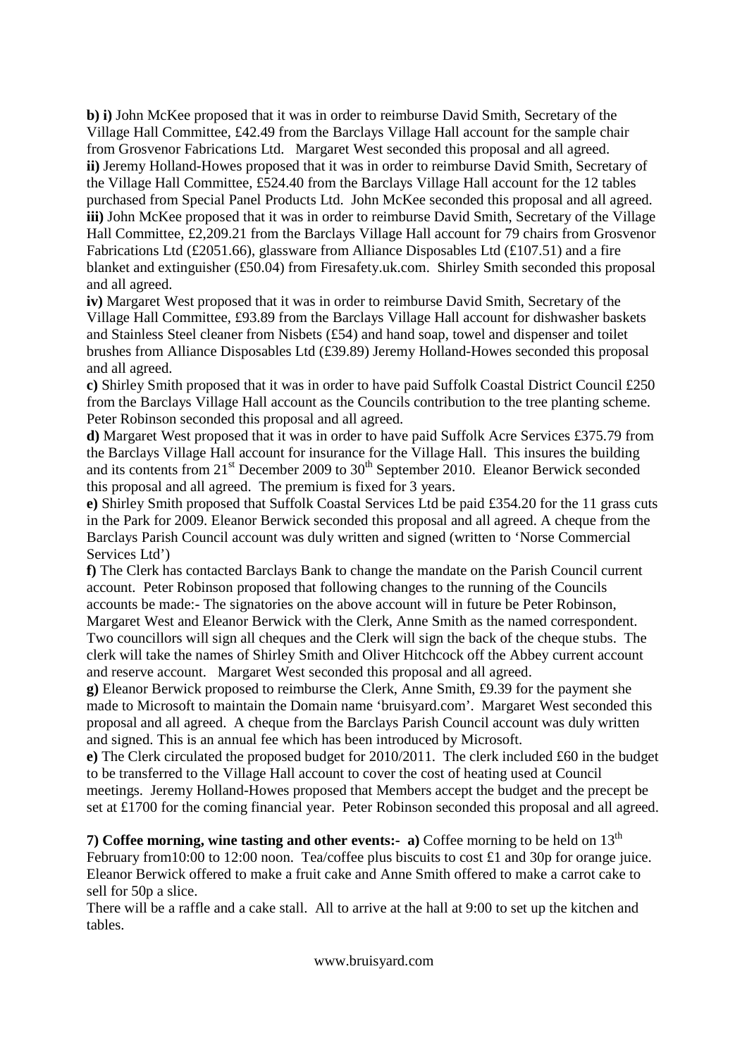**b) i)** John McKee proposed that it was in order to reimburse David Smith, Secretary of the Village Hall Committee, £42.49 from the Barclays Village Hall account for the sample chair from Grosvenor Fabrications Ltd. Margaret West seconded this proposal and all agreed.
**ii)** Jeremy Holland-Howes proposed that it was in order to reimburse David Smith, Secretary of the Village Hall Committee, £524.40 from the Barclays Village Hall account for the 12 tables purchased from Special Panel Products Ltd. John McKee seconded this proposal and all agreed.
**iii)** John McKee proposed that it was in order to reimburse David Smith, Secretary of the Village Hall Committee, £2,209.21 from the Barclays Village Hall account for 79 chairs from Grosvenor Fabrications Ltd (£2051.66), glassware from Alliance Disposables Ltd (£107.51) and a fire blanket and extinguisher (£50.04) from Firesafety.uk.com. Shirley Smith seconded this proposal and all agreed.
**iv)** Margaret West proposed that it was in order to reimburse David Smith, Secretary of the Village Hall Committee, £93.89 from the Barclays Village Hall account for dishwasher baskets and Stainless Steel cleaner from Nisbets (£54) and hand soap, towel and dispenser and toilet brushes from Alliance Disposables Ltd (£39.89) Jeremy Holland-Howes seconded this proposal and all agreed.
**c)** Shirley Smith proposed that it was in order to have paid Suffolk Coastal District Council £250 from the Barclays Village Hall account as the Councils contribution to the tree planting scheme. Peter Robinson seconded this proposal and all agreed.
**d)** Margaret West proposed that it was in order to have paid Suffolk Acre Services £375.79 from the Barclays Village Hall account for insurance for the Village Hall. This insures the building and its contents from 21st December 2009 to 30th September 2010. Eleanor Berwick seconded this proposal and all agreed. The premium is fixed for 3 years.
**e)** Shirley Smith proposed that Suffolk Coastal Services Ltd be paid £354.20 for the 11 grass cuts in the Park for 2009. Eleanor Berwick seconded this proposal and all agreed. A cheque from the Barclays Parish Council account was duly written and signed (written to 'Norse Commercial Services Ltd')
**f)** The Clerk has contacted Barclays Bank to change the mandate on the Parish Council current account. Peter Robinson proposed that following changes to the running of the Councils accounts be made:- The signatories on the above account will in future be Peter Robinson, Margaret West and Eleanor Berwick with the Clerk, Anne Smith as the named correspondent. Two councillors will sign all cheques and the Clerk will sign the back of the cheque stubs. The clerk will take the names of Shirley Smith and Oliver Hitchcock off the Abbey current account and reserve account. Margaret West seconded this proposal and all agreed.
**g)** Eleanor Berwick proposed to reimburse the Clerk, Anne Smith, £9.39 for the payment she made to Microsoft to maintain the Domain name 'bruisyard.com'. Margaret West seconded this proposal and all agreed. A cheque from the Barclays Parish Council account was duly written and signed. This is an annual fee which has been introduced by Microsoft.
**e)** The Clerk circulated the proposed budget for 2010/2011. The clerk included £60 in the budget to be transferred to the Village Hall account to cover the cost of heating used at Council meetings. Jeremy Holland-Howes proposed that Members accept the budget and the precept be set at £1700 for the coming financial year. Peter Robinson seconded this proposal and all agreed.

**7) Coffee morning, wine tasting and other events:- a)** Coffee morning to be held on 13th February from10:00 to 12:00 noon. Tea/coffee plus biscuits to cost £1 and 30p for orange juice. Eleanor Berwick offered to make a fruit cake and Anne Smith offered to make a carrot cake to sell for 50p a slice.
There will be a raffle and a cake stall. All to arrive at the hall at 9:00 to set up the kitchen and tables.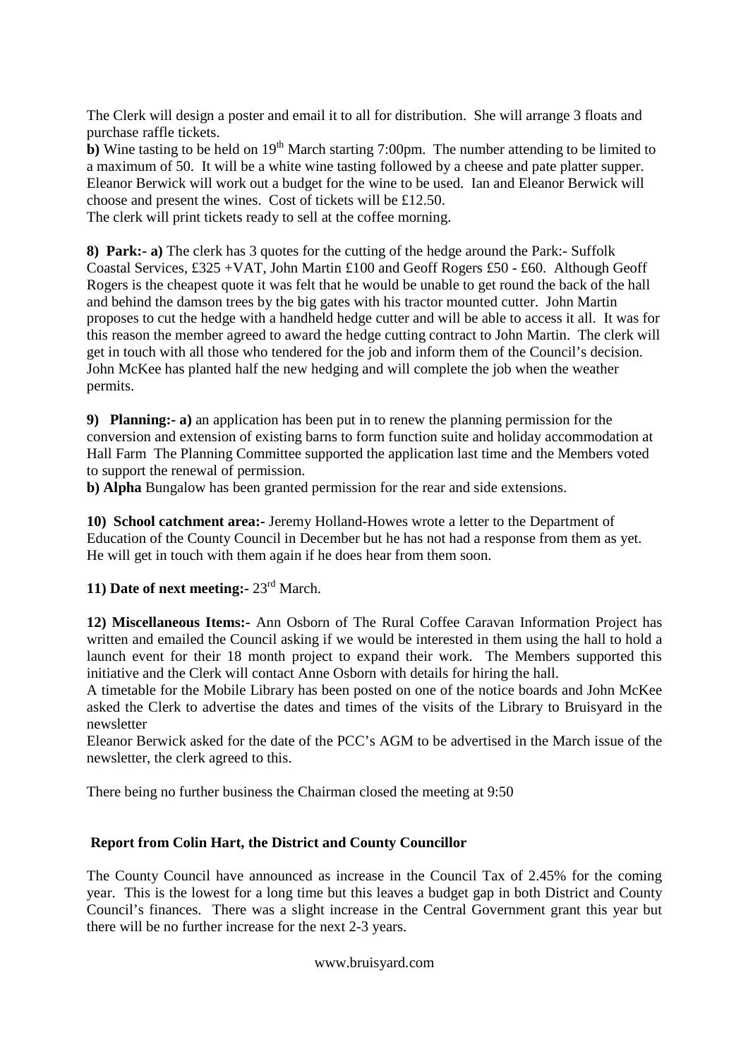The Clerk will design a poster and email it to all for distribution. She will arrange 3 floats and purchase raffle tickets.

**b)** Wine tasting to be held on 19th March starting 7:00pm. The number attending to be limited to a maximum of 50. It will be a white wine tasting followed by a cheese and pate platter supper. Eleanor Berwick will work out a budget for the wine to be used. Ian and Eleanor Berwick will choose and present the wines. Cost of tickets will be £12.50.

The clerk will print tickets ready to sell at the coffee morning.

**8) Park:- a)** The clerk has 3 quotes for the cutting of the hedge around the Park:- Suffolk Coastal Services, £325 +VAT, John Martin £100 and Geoff Rogers £50 - £60. Although Geoff Rogers is the cheapest quote it was felt that he would be unable to get round the back of the hall and behind the damson trees by the big gates with his tractor mounted cutter. John Martin proposes to cut the hedge with a handheld hedge cutter and will be able to access it all. It was for this reason the member agreed to award the hedge cutting contract to John Martin. The clerk will get in touch with all those who tendered for the job and inform them of the Council's decision. John McKee has planted half the new hedging and will complete the job when the weather permits.

**9) Planning:- a)** an application has been put in to renew the planning permission for the conversion and extension of existing barns to form function suite and holiday accommodation at Hall Farm The Planning Committee supported the application last time and the Members voted to support the renewal of permission.

**b) Alpha** Bungalow has been granted permission for the rear and side extensions.

**10) School catchment area:-** Jeremy Holland-Howes wrote a letter to the Department of Education of the County Council in December but he has not had a response from them as yet. He will get in touch with them again if he does hear from them soon.

**11) Date of next meeting:-** 23rd March.

**12) Miscellaneous Items:-** Ann Osborn of The Rural Coffee Caravan Information Project has written and emailed the Council asking if we would be interested in them using the hall to hold a launch event for their 18 month project to expand their work. The Members supported this initiative and the Clerk will contact Anne Osborn with details for hiring the hall.

A timetable for the Mobile Library has been posted on one of the notice boards and John McKee asked the Clerk to advertise the dates and times of the visits of the Library to Bruisyard in the newsletter

Eleanor Berwick asked for the date of the PCC's AGM to be advertised in the March issue of the newsletter, the clerk agreed to this.

There being no further business the Chairman closed the meeting at 9:50

## Report from Colin Hart, the District and County Councillor

The County Council have announced as increase in the Council Tax of 2.45% for the coming year. This is the lowest for a long time but this leaves a budget gap in both District and County Council's finances. There was a slight increase in the Central Government grant this year but there will be no further increase for the next 2-3 years.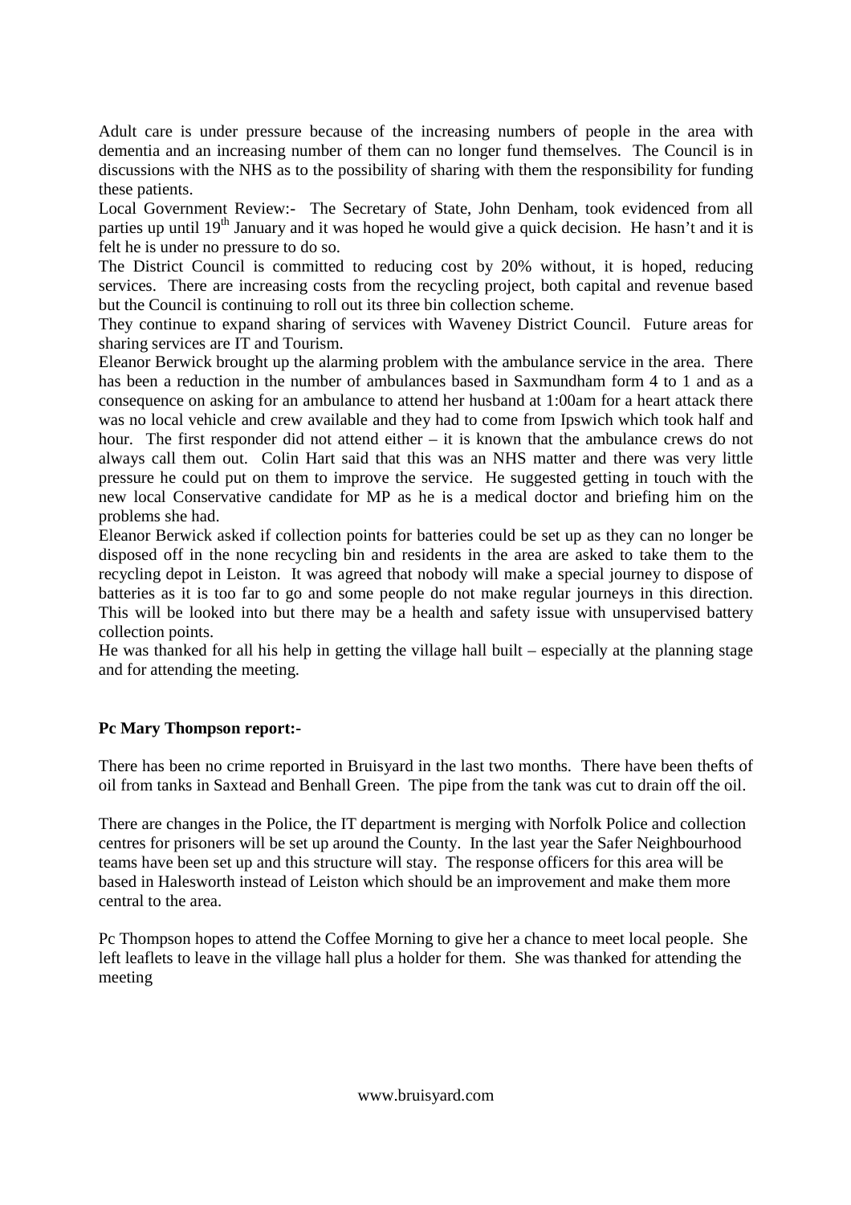Adult care is under pressure because of the increasing numbers of people in the area with dementia and an increasing number of them can no longer fund themselves. The Council is in discussions with the NHS as to the possibility of sharing with them the responsibility for funding these patients.

Local Government Review:- The Secretary of State, John Denham, took evidenced from all parties up until 19th January and it was hoped he would give a quick decision. He hasn't and it is felt he is under no pressure to do so.

The District Council is committed to reducing cost by 20% without, it is hoped, reducing services. There are increasing costs from the recycling project, both capital and revenue based but the Council is continuing to roll out its three bin collection scheme.

They continue to expand sharing of services with Waveney District Council. Future areas for sharing services are IT and Tourism.

Eleanor Berwick brought up the alarming problem with the ambulance service in the area. There has been a reduction in the number of ambulances based in Saxmundham form 4 to 1 and as a consequence on asking for an ambulance to attend her husband at 1:00am for a heart attack there was no local vehicle and crew available and they had to come from Ipswich which took half and hour. The first responder did not attend either – it is known that the ambulance crews do not always call them out. Colin Hart said that this was an NHS matter and there was very little pressure he could put on them to improve the service. He suggested getting in touch with the new local Conservative candidate for MP as he is a medical doctor and briefing him on the problems she had.

Eleanor Berwick asked if collection points for batteries could be set up as they can no longer be disposed off in the none recycling bin and residents in the area are asked to take them to the recycling depot in Leiston. It was agreed that nobody will make a special journey to dispose of batteries as it is too far to go and some people do not make regular journeys in this direction. This will be looked into but there may be a health and safety issue with unsupervised battery collection points.

He was thanked for all his help in getting the village hall built – especially at the planning stage and for attending the meeting.

**Pc Mary Thompson report:-**

There has been no crime reported in Bruisyard in the last two months. There have been thefts of oil from tanks in Saxtead and Benhall Green. The pipe from the tank was cut to drain off the oil.

There are changes in the Police, the IT department is merging with Norfolk Police and collection centres for prisoners will be set up around the County. In the last year the Safer Neighbourhood teams have been set up and this structure will stay. The response officers for this area will be based in Halesworth instead of Leiston which should be an improvement and make them more central to the area.

Pc Thompson hopes to attend the Coffee Morning to give her a chance to meet local people. She left leaflets to leave in the village hall plus a holder for them. She was thanked for attending the meeting